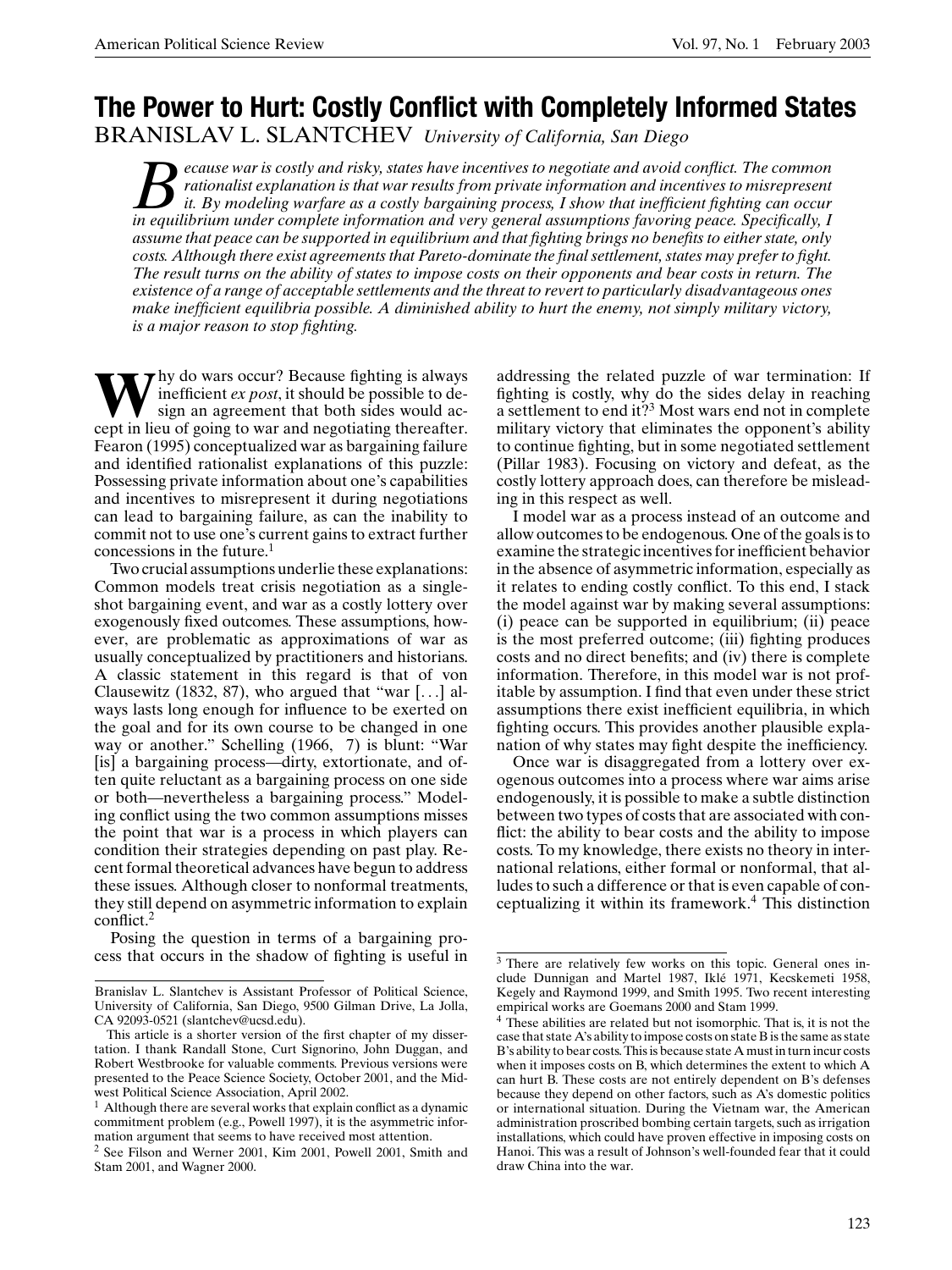# The Power to Hurt: Costly Conflict with Completely Informed States

BRANISLAV L. SLANTCHEV *University of California, San Diego*

*Because war is costly and risky, states have incentives to negotiate and avoid conflict. The common rationalist explanation is that war results from private information and incentives to misrepresent it. By modeling warfare as a costly bargaining process, I show that inefficient fighting can occur in equilibrium under complete information and very general assumptions favoring peace. Specifically, I assume that peace can be supported in equilibrium and that fighting brings no benefits to either state, only costs. Although there exist agreements that Pareto-dominate the final settlement, states may prefer to fight. The result turns on the ability of states to impose costs on their opponents and bear costs in return. The existence of a range of acceptable settlements and the threat to revert to particularly disadvantageous ones make inefficient equilibria possible. A diminished ability to hurt the enemy, not simply military victory, is a major reason to stop fighting.*

Why do wars occur? Because fighting is always inefficient *ex post*, it should be possible to design an agreement that both sides would accept in lieu of going to war and negotiating thereafter. Fearon (1995) conceptualized war as bargaining failure and identified rationalist explanations of this puzzle: Possessing private information about one's capabilities and incentives to misrepresent it during negotiations can lead to bargaining failure, as can the inability to commit not to use one's current gains to extract further concessions in the future.[1]

Two crucial assumptions underlie these explanations: Common models treat crisis negotiation as a single-shot bargaining event, and war as a costly lottery over exogenously fixed outcomes. These assumptions, however, are problematic as approximations of war as usually conceptualized by practitioners and historians. A classic statement in this regard is that of von Clausewitz (1832, 87), who argued that "war [...] always lasts long enough for influence to be exerted on the goal and for its own course to be changed in one way or another." Schelling (1966, 7) is blunt: "War [is] a bargaining process—dirty, extortionate, and often quite reluctant as a bargaining process on one side or both—nevertheless a bargaining process." Modeling conflict using the two common assumptions misses the point that war is a process in which players can condition their strategies depending on past play. Recent formal theoretical advances have begun to address these issues. Although closer to nonformal treatments, they still depend on asymmetric information to explain conflict.[2]

Posing the question in terms of a bargaining process that occurs in the shadow of fighting is useful in addressing the related puzzle of war termination: If fighting is costly, why do the sides delay in reaching a settlement to end it?[3] Most wars end not in complete military victory that eliminates the opponent's ability to continue fighting, but in some negotiated settlement (Pillar 1983). Focusing on victory and defeat, as the costly lottery approach does, can therefore be misleading in this respect as well.

I model war as a process instead of an outcome and allow outcomes to be endogenous. One of the goals is to examine the strategic incentives for inefficient behavior in the absence of asymmetric information, especially as it relates to ending costly conflict. To this end, I stack the model against war by making several assumptions: (i) peace can be supported in equilibrium; (ii) peace is the most preferred outcome; (iii) fighting produces costs and no direct benefits; and (iv) there is complete information. Therefore, in this model war is not profitable by assumption. I find that even under these strict assumptions there exist inefficient equilibria, in which fighting occurs. This provides another plausible explanation of why states may fight despite the inefficiency.

Once war is disaggregated from a lottery over exogenous outcomes into a process where war aims arise endogenously, it is possible to make a subtle distinction between two types of costs that are associated with conflict: the ability to bear costs and the ability to impose costs. To my knowledge, there exists no theory in international relations, either formal or nonformal, that alludes to such a difference or that is even capable of conceptualizing it within its framework.[4] This distinction

---

Branislav L. Slantchev is Assistant Professor of Political Science, University of California, San Diego, 9500 Gilman Drive, La Jolla, CA 92093-0521 (slantchev@ucsd.edu).

This article is a shorter version of the first chapter of my dissertation. I thank Randall Stone, Curt Signorino, John Duggan, and Robert Westbrooke for valuable comments. Previous versions were presented to the Peace Science Society, October 2001, and the Midwest Political Science Association, April 2002.

[1] Although there are several works that explain conflict as a dynamic commitment problem (e.g., Powell 1997), it is the asymmetric information argument that seems to have received most attention.

[2] See Filson and Werner 2001, Kim 2001, Powell 2001, Smith and Stam 2001, and Wagner 2000.

[3] There are relatively few works on this topic. General ones include Dunnigan and Martel 1987, Iklé 1971, Kecskemeti 1958, Kegely and Raymond 1999, and Smith 1995. Two recent interesting empirical works are Goemans 2000 and Stam 1999.

[4] These abilities are related but not isomorphic. That is, it is not the case that state A's ability to impose costs on state B is the same as state B's ability to bear costs. This is because state A must in turn incur costs when it imposes costs on B, which determines the extent to which A can hurt B. These costs are not entirely dependent on B's defenses because they depend on other factors, such as A's domestic politics or international situation. During the Vietnam war, the American administration proscribed bombing certain targets, such as irrigation installations, which could have proven effective in imposing costs on Hanoi. This was a result of Johnson's well-founded fear that it could draw China into the war.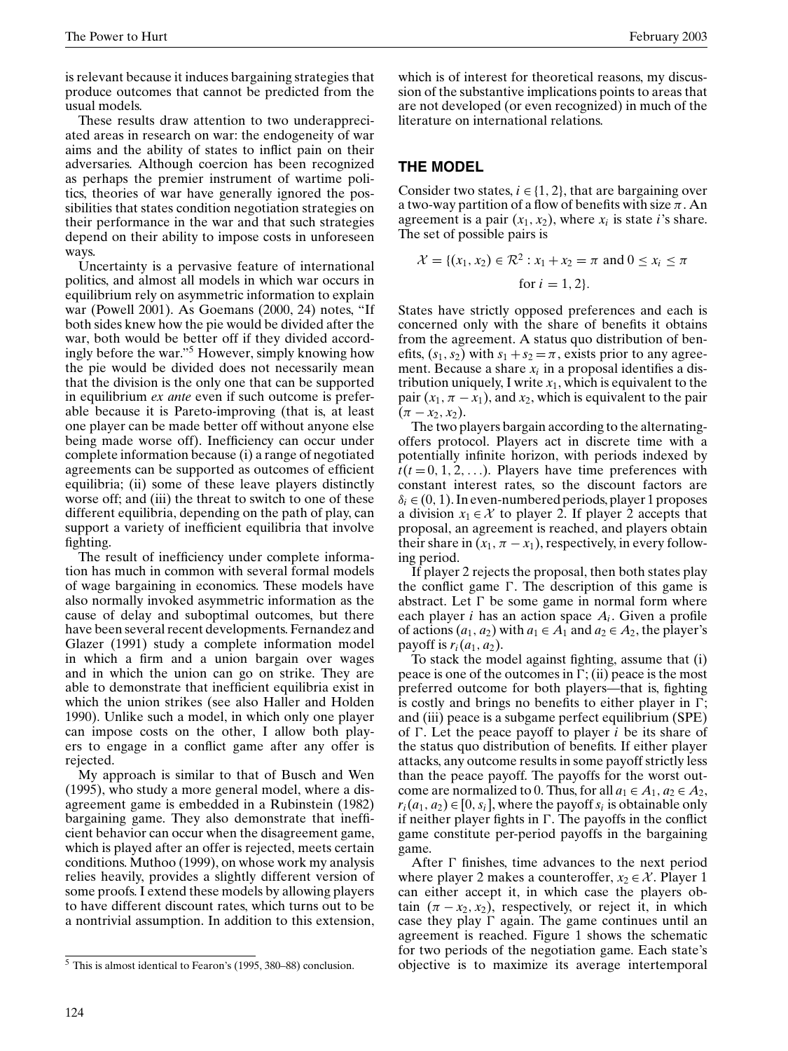is relevant because it induces bargaining strategies that produce outcomes that cannot be predicted from the usual models.

These results draw attention to two underappreciated areas in research on war: the endogeneity of war aims and the ability of states to inflict pain on their adversaries. Although coercion has been recognized as perhaps the premier instrument of wartime politics, theories of war have generally ignored the possibilities that states condition negotiation strategies on their performance in the war and that such strategies depend on their ability to impose costs in unforeseen ways.

Uncertainty is a pervasive feature of international politics, and almost all models in which war occurs in equilibrium rely on asymmetric information to explain war (Powell 2001). As Goemans (2000, 24) notes, "If both sides knew how the pie would be divided after the war, both would be better off if they divided accordingly before the war."[5] However, simply knowing how the pie would be divided does not necessarily mean that the division is the only one that can be supported in equilibrium *ex ante* even if such outcome is preferable because it is Pareto-improving (that is, at least one player can be made better off without anyone else being made worse off). Inefficiency can occur under complete information because (i) a range of negotiated agreements can be supported as outcomes of efficient equilibria; (ii) some of these leave players distinctly worse off; and (iii) the threat to switch to one of these different equilibria, depending on the path of play, can support a variety of inefficient equilibria that involve fighting.

The result of inefficiency under complete information has much in common with several formal models of wage bargaining in economics. These models have also normally invoked asymmetric information as the cause of delay and suboptimal outcomes, but there have been several recent developments. Fernandez and Glazer (1991) study a complete information model in which a firm and a union bargain over wages and in which the union can go on strike. They are able to demonstrate that inefficient equilibria exist in which the union strikes (see also Haller and Holden 1990). Unlike such a model, in which only one player can impose costs on the other, I allow both players to engage in a conflict game after any offer is rejected.

My approach is similar to that of Busch and Wen (1995), who study a more general model, where a disagreement game is embedded in a Rubinstein (1982) bargaining game. They also demonstrate that inefficient behavior can occur when the disagreement game, which is played after an offer is rejected, meets certain conditions. Muthoo (1999), on whose work my analysis relies heavily, provides a slightly different version of some proofs. I extend these models by allowing players to have different discount rates, which turns out to be a nontrivial assumption. In addition to this extension, which is of interest for theoretical reasons, my discussion of the substantive implications points to areas that are not developed (or even recognized) in much of the literature on international relations.

## THE MODEL

Consider two states, $i \in \{1, 2\}$, that are bargaining over a two-way partition of a flow of benefits with size $\pi$. An agreement is a pair $(x_1, x_2)$, where $x_i$ is state $i$'s share. The set of possible pairs is

$$\mathcal{X} = \{(x_1, x_2) \in \mathcal{R}^2 : x_1 + x_2 = \pi \text{ and } 0 \leq x_i \leq \pi \text{ for } i = 1, 2\}.$$

States have strictly opposed preferences and each is concerned only with the share of benefits it obtains from the agreement. A status quo distribution of benefits, $(s_1, s_2)$ with $s_1 + s_2 = \pi$, exists prior to any agreement. Because a share $x_i$ in a proposal identifies a distribution uniquely, I write $x_1$, which is equivalent to the pair $(x_1, \pi - x_1)$, and $x_2$, which is equivalent to the pair $(\pi - x_2, x_2)$.

The two players bargain according to the alternating-offers protocol. Players act in discrete time with a potentially infinite horizon, with periods indexed by $t(t = 0, 1, 2, \ldots)$. Players have time preferences with constant interest rates, so the discount factors are $\delta_i \in (0, 1)$. In even-numbered periods, player 1 proposes a division $x_1 \in \mathcal{X}$ to player 2. If player 2 accepts that proposal, an agreement is reached, and players obtain their share in $(x_1, \pi - x_1)$, respectively, in every following period.

If player 2 rejects the proposal, then both states play the conflict game $\Gamma$. The description of this game is abstract. Let $\Gamma$ be some game in normal form where each player $i$ has an action space $A_i$. Given a profile of actions $(a_1, a_2)$ with $a_1 \in A_1$ and $a_2 \in A_2$, the player's payoff is $r_i(a_1, a_2)$.

To stack the model against fighting, assume that (i) peace is one of the outcomes in $\Gamma$; (ii) peace is the most preferred outcome for both players—that is, fighting is costly and brings no benefits to either player in $\Gamma$; and (iii) peace is a subgame perfect equilibrium (SPE) of $\Gamma$. Let the peace payoff to player $i$ be its share of the status quo distribution of benefits. If either player attacks, any outcome results in some payoff strictly less than the peace payoff. The payoffs for the worst outcome are normalized to 0. Thus, for all $a_1 \in A_1, a_2 \in A_2$, $r_i(a_1, a_2) \in [0, s_i]$, where the payoff $s_i$ is obtainable only if neither player fights in $\Gamma$. The payoffs in the conflict game constitute per-period payoffs in the bargaining game.

After $\Gamma$ finishes, time advances to the next period where player 2 makes a counteroffer, $x_2 \in \mathcal{X}$. Player 1 can either accept it, in which case the players obtain $(\pi - x_2, x_2)$, respectively, or reject it, in which case they play $\Gamma$ again. The game continues until an agreement is reached. Figure 1 shows the schematic for two periods of the negotiation game. Each state's objective is to maximize its average intertemporal

[5] This is almost identical to Fearon's (1995, 380–88) conclusion.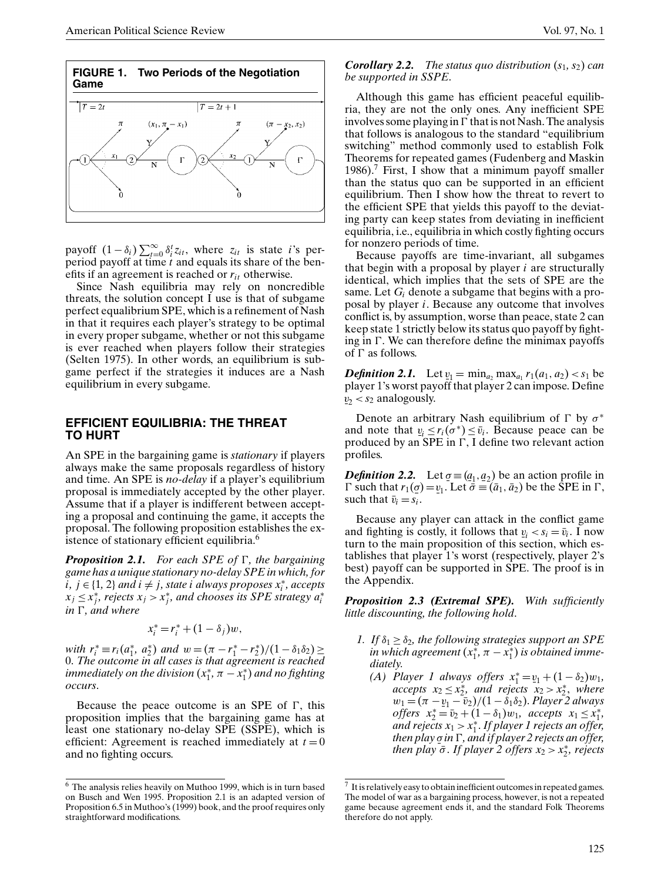**FIGURE 1. Two Periods of the Negotiation Game**

payoff $(1 - \delta_i) \sum_{t=0}^{\infty} \delta_i^t z_{it}$, where $z_{it}$ is state $i$'s per-period payoff at time $t$ and equals its share of the benefits if an agreement is reached or $r_{it}$ otherwise.

Since Nash equilibria may rely on noncredible threats, the solution concept I use is that of subgame perfect equalibrium SPE, which is a refinement of Nash in that it requires each player's strategy to be optimal in every proper subgame, whether or not this subgame is ever reached when players follow their strategies (Selten 1975). In other words, an equilibrium is subgame perfect if the strategies it induces are a Nash equilibrium in every subgame.

## EFFICIENT EQUILIBRIA: THE THREAT TO HURT

An SPE in the bargaining game is *stationary* if players always make the same proposals regardless of history and time. An SPE is *no-delay* if a player's equilibrium proposal is immediately accepted by the other player. Assume that if a player is indifferent between accepting a proposal and continuing the game, it accepts the proposal. The following proposition establishes the existence of stationary efficient equilibria.[6]

***Proposition 2.1.*** *For each SPE of* $\Gamma$*, the bargaining game has a unique stationary no-delay SPE in which, for* $i, j \in \{1, 2\}$ *and* $i \neq j$*, state* $i$ *always proposes* $x_i^*$*, accepts* $x_j \leq x_j^*$*, rejects* $x_j > x_j^*$*, and chooses its SPE strategy* $a_i^*$ *in* $\Gamma$*, and where*

$$x_i^* = r_i^* + (1 - \delta_j)w,$$

*with* $r_i^* \equiv r_i(a_1^*, a_2^*)$ *and* $w = (\pi - r_1^* - r_2^*)/(1 - \delta_1 \delta_2) \geq 0$*. The outcome in all cases is that agreement is reached immediately on the division* $(x_1^*, \pi - x_1^*)$ *and no fighting occurs.*

Because the peace outcome is an SPE of $\Gamma$, this proposition implies that the bargaining game has at least one stationary no-delay SPE (SSPE), which is efficient: Agreement is reached immediately at $t = 0$ and no fighting occurs.

***Corollary 2.2.*** *The status quo distribution* $(s_1, s_2)$ *can be supported in SSPE.*

Although this game has efficient peaceful equilibria, they are not the only ones. Any inefficient SPE involves some playing in $\Gamma$ that is not Nash. The analysis that follows is analogous to the standard "equilibrium switching" method commonly used to establish Folk Theorems for repeated games (Fudenberg and Maskin 1986).[7] First, I show that a minimum payoff smaller than the status quo can be supported in an efficient equilibrium. Then I show how the threat to revert to the efficient SPE that yields this payoff to the deviating party can keep states from deviating in inefficient equilibria, i.e., equilibria in which costly fighting occurs for nonzero periods of time.

Because payoffs are time-invariant, all subgames that begin with a proposal by player $i$ are structurally identical, which implies that the sets of SPE are the same. Let $G_i$ denote a subgame that begins with a proposal by player $i$. Because any outcome that involves conflict is, by assumption, worse than peace, state 2 can keep state 1 strictly below its status quo payoff by fighting in $\Gamma$. We can therefore define the minimax payoffs of $\Gamma$ as follows.

***Definition 2.1.*** Let $\underline{v}_1 = \min_{a_2} \max_{a_1} r_1(a_1, a_2) < s_1$ be player 1's worst payoff that player 2 can impose. Define $\underline{v}_2 < s_2$ analogously.

Denote an arbitrary Nash equilibrium of $\Gamma$ by $\sigma^*$ and note that $\underline{v}_i \leq r_i(\sigma^*) \leq \bar{v}_i$. Because peace can be produced by an SPE in $\Gamma$, I define two relevant action profiles.

***Definition 2.2.*** Let $\underline{\sigma} \equiv (\underline{a}_1, \underline{a}_2)$ be an action profile in $\Gamma$ such that $r_1(\underline{\sigma}) = \underline{v}_1$. Let $\bar{\sigma} \equiv (\bar{a}_1, \bar{a}_2)$ be the SPE in $\Gamma$, such that $\bar{v}_i = s_i$.

Because any player can attack in the conflict game and fighting is costly, it follows that $\underline{v}_i < s_i = \bar{v}_i$. I now turn to the main proposition of this section, which establishes that player 1's worst (respectively, player 2's best) payoff can be supported in SPE. The proof is in the Appendix.

***Proposition 2.3 (Extremal SPE).*** *With sufficiently little discounting, the following hold.*

1. *If* $\delta_1 \geq \delta_2$*, the following strategies support an SPE in which agreement* $(x_1^*, \pi - x_1^*)$ *is obtained immediately.*
   (A) *Player 1 always offers* $x_1^* = \underline{v}_1 + (1 - \delta_2)w_1$*, accepts* $x_2 \leq x_2^*$*, and rejects* $x_2 > x_2^*$*, where* $w_1 = (\pi - \underline{v}_1 - \bar{v}_2)/(1 - \delta_1 \delta_2)$*. Player 2 always offers* $x_2^* = \bar{v}_2 + (1 - \delta_1)w_1$*, accepts* $x_1 \leq x_1^*$*, and rejects* $x_1 > x_1^*$*. If player 1 rejects an offer, then play* $\underline{\sigma}$ *in* $\Gamma$*, and if player 2 rejects an offer, then play* $\bar{\sigma}$*. If player 2 offers* $x_2 > x_2^*$*, rejects*

[6] The analysis relies heavily on Muthoo 1999, which is in turn based on Busch and Wen 1995. Proposition 2.1 is an adapted version of Proposition 6.5 in Muthoo's (1999) book, and the proof requires only straightforward modifications.

[7] It is relatively easy to obtain inefficient outcomes in repeated games. The model of war as a bargaining process, however, is not a repeated game because agreement ends it, and the standard Folk Theorems therefore do not apply.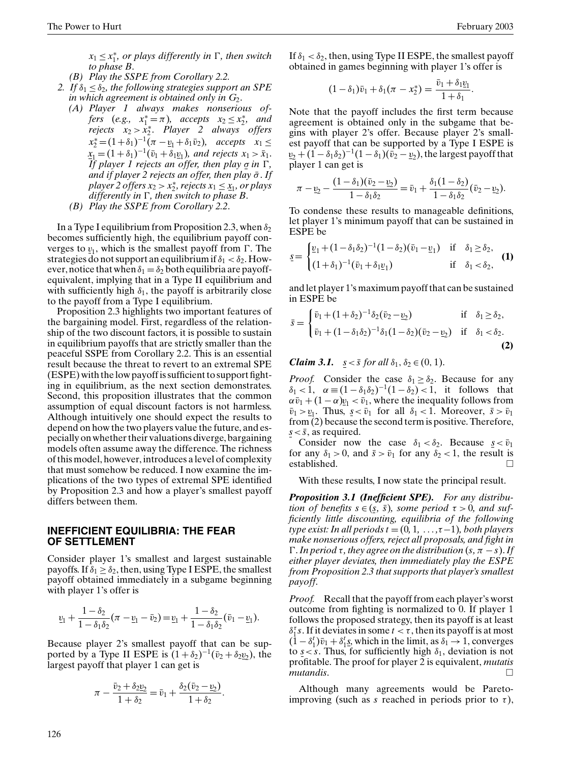$x_1 \leq x_1^*$, *or plays differently in* $\Gamma$, *then switch to phase B.*

*(B) Play the SSPE from Corollary 2.2.*

2. *If* $\delta_1 \leq \delta_2$, *the following strategies support an SPE in which agreement is obtained only in* $G_2$.

   *(A) Player 1 always makes nonserious offers (e.g.,* $x_1^* = \pi$*), accepts* $x_2 \leq x_2^*$*, and rejects* $x_2 > x_2^*$*. Player 2 always offers* $x_2^* = (1+\delta_1)^{-1}(\pi - \underline{v}_1 + \delta_1 \bar{v}_2)$*, accepts* $x_1 \leq \underline{x}_1 = (1+\delta_1)^{-1}(\bar{v}_1 + \delta_1 \underline{v}_1)$*, and rejects* $x_1 > \bar{x}_1$*. If player 1 rejects an offer, then play* $\underline{\sigma}$ *in* $\Gamma$*, and if player 2 rejects an offer, then play* $\bar{\sigma}$*. If player 2 offers* $x_2 > x_2^*$*, rejects* $x_1 \leq \underline{x}_1$*, or plays differently in* $\Gamma$*, then switch to phase B.*

   *(B) Play the SSPE from Corollary 2.2.*

In a Type I equilibrium from Proposition 2.3, when $\delta_2$ becomes sufficiently high, the equilibrium payoff converges to $\underline{v}_1$, which is the smallest payoff from $\Gamma$. The strategies do not support an equilibrium if $\delta_1 < \delta_2$. However, notice that when $\delta_1 = \delta_2$ both equilibria are payoff-equivalent, implying that in a Type II equilibrium and with sufficiently high $\delta_1$, the payoff is arbitrarily close to the payoff from a Type I equilibrium.

Proposition 2.3 highlights two important features of the bargaining model. First, regardless of the relationship of the two discount factors, it is possible to sustain in equilibrium payoffs that are strictly smaller than the peaceful SSPE from Corollary 2.2. This is an essential result because the threat to revert to an extremal SPE (ESPE) with the low payoff is sufficient to support fighting in equilibrium, as the next section demonstrates. Second, this proposition illustrates that the common assumption of equal discount factors is not harmless. Although intuitively one should expect the results to depend on how the two players value the future, and especially on whether their valuations diverge, bargaining models often assume away the difference. The richness of this model, however, introduces a level of complexity that must somehow be reduced. I now examine the implications of the two types of extremal SPE identified by Proposition 2.3 and how a player's smallest payoff differs between them.

## INEFFICIENT EQUILIBRIA: THE FEAR OF SETTLEMENT

Consider player 1's smallest and largest sustainable payoffs. If $\delta_1 \geq \delta_2$, then, using Type I ESPE, the smallest payoff obtained immediately in a subgame beginning with player 1's offer is

$$\underline{v}_1 + \frac{1-\delta_2}{1-\delta_1\delta_2}(\pi - \underline{v}_1 - \bar{v}_2) = \underline{v}_1 + \frac{1-\delta_2}{1-\delta_1\delta_2}(\bar{v}_1 - \underline{v}_1).$$

Because player 2's smallest payoff that can be supported by a Type II ESPE is $(1+\delta_2)^{-1}(\bar{v}_2 + \delta_2 \underline{v}_2)$, the largest payoff that player 1 can get is

$$\pi - \frac{\bar{v}_2 + \delta_2 \underline{v}_2}{1+\delta_2} = \bar{v}_1 + \frac{\delta_2(\bar{v}_2 - \underline{v}_2)}{1+\delta_2}.$$

If $\delta_1 < \delta_2$, then, using Type II ESPE, the smallest payoff obtained in games beginning with player 1's offer is

$$(1-\delta_1)\bar{v}_1 + \delta_1(\pi - x_2^*) = \frac{\bar{v}_1 + \delta_1 \underline{v}_1}{1+\delta_1}.$$

Note that the payoff includes the first term because agreement is obtained only in the subgame that begins with player 2's offer. Because player 2's smallest payoff that can be supported by a Type I ESPE is $\underline{v}_2 + (1-\delta_1\delta_2)^{-1}(1-\delta_1)(\bar{v}_2 - \underline{v}_2)$, the largest payoff that player 1 can get is

$$\pi - \underline{v}_2 - \frac{(1-\delta_1)(\bar{v}_2 - \underline{v}_2)}{1-\delta_1\delta_2} = \bar{v}_1 + \frac{\delta_1(1-\delta_2)}{1-\delta_1\delta_2}(\bar{v}_2 - \underline{v}_2).$$

To condense these results to manageable definitions, let player 1's minimum payoff that can be sustained in ESPE be

$$\underline{s} = \begin{cases} \underline{v}_1 + (1-\delta_1\delta_2)^{-1}(1-\delta_2)(\bar{v}_1 - \underline{v}_1) & \text{if} \quad \delta_1 \geq \delta_2, \\ (1+\delta_1)^{-1}(\bar{v}_1 + \delta_1 \underline{v}_1) & \text{if} \quad \delta_1 < \delta_2, \end{cases} \quad \textbf{(1)}$$

and let player 1's maximum payoff that can be sustained in ESPE be

$$\bar{s} = \begin{cases} \bar{v}_1 + (1+\delta_2)^{-1}\delta_2(\bar{v}_2 - \underline{v}_2) & \text{if} \quad \delta_1 \geq \delta_2, \\ \bar{v}_1 + (1-\delta_1\delta_2)^{-1}\delta_1(1-\delta_2)(\bar{v}_2 - \underline{v}_2) & \text{if} \quad \delta_1 < \delta_2. \end{cases} \quad \textbf{(2)}$$

***Claim 3.1.*** $\underline{s} < \bar{s}$ *for all* $\delta_1, \delta_2 \in (0, 1)$.

*Proof.* Consider the case $\delta_1 \geq \delta_2$. Because for any $\delta_1 < 1$, $\alpha \equiv (1-\delta_1\delta_2)^{-1}(1-\delta_2) < 1$, it follows that $\alpha\bar{v}_1 + (1-\alpha)\underline{v}_1 < \bar{v}_1$, where the inequality follows from $\bar{v}_1 > \underline{v}_1$. Thus, $\underline{s} < \bar{v}_1$ for all $\delta_1 < 1$. Moreover, $\bar{s} > \bar{v}_1$ from (2) because the second term is positive. Therefore, $\underline{s} < \bar{s}$, as required.

Consider now the case $\delta_1 < \delta_2$. Because $\underline{s} < \bar{v}_1$ for any $\delta_1 > 0$, and $\bar{s} > \bar{v}_1$ for any $\delta_2 < 1$, the result is established. □

With these results, I now state the principal result.

***Proposition 3.1 (Inefficient SPE).*** *For any distribution of benefits* $s \in (\underline{s}, \bar{s})$*, some period* $\tau > 0$*, and sufficiently little discounting, equilibria of the following type exist: In all periods* $t = (0, 1, \ldots, \tau - 1)$*, both players make nonserious offers, reject all proposals, and fight in* $\Gamma$*. In period* $\tau$*, they agree on the distribution* $(s, \pi - s)$*. If either player deviates, then immediately play the ESPE from Proposition 2.3 that supports that player's smallest payoff.*

*Proof.* Recall that the payoff from each player's worst outcome from fighting is normalized to 0. If player 1 follows the proposed strategy, then its payoff is at least $\delta_1^\tau s$. If it deviates in some $t < \tau$, then its payoff is at most $(1-\delta_1^t)\bar{v}_1 + \delta_1^t \underline{s}$, which in the limit, as $\delta_1 \to 1$, converges to $\underline{s} < s$. Thus, for sufficiently high $\delta_1$, deviation is not profitable. The proof for player 2 is equivalent, *mutatis mutandis*. □

Although many agreements would be Pareto-improving (such as $s$ reached in periods prior to $\tau$),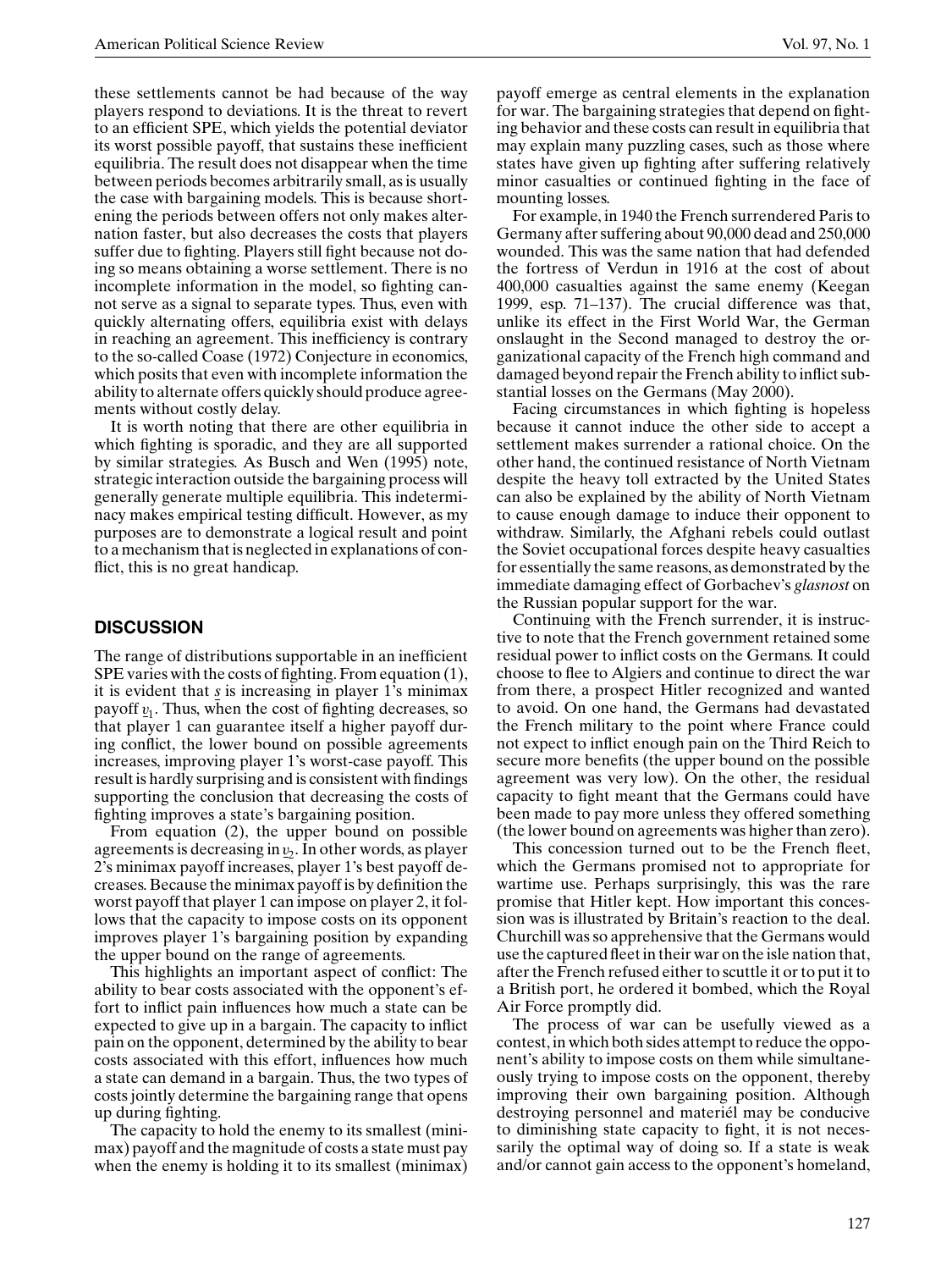these settlements cannot be had because of the way players respond to deviations. It is the threat to revert to an efficient SPE, which yields the potential deviator its worst possible payoff, that sustains these inefficient equilibria. The result does not disappear when the time between periods becomes arbitrarily small, as is usually the case with bargaining models. This is because shortening the periods between offers not only makes alternation faster, but also decreases the costs that players suffer due to fighting. Players still fight because not doing so means obtaining a worse settlement. There is no incomplete information in the model, so fighting cannot serve as a signal to separate types. Thus, even with quickly alternating offers, equilibria exist with delays in reaching an agreement. This inefficiency is contrary to the so-called Coase (1972) Conjecture in economics, which posits that even with incomplete information the ability to alternate offers quickly should produce agreements without costly delay.

It is worth noting that there are other equilibria in which fighting is sporadic, and they are all supported by similar strategies. As Busch and Wen (1995) note, strategic interaction outside the bargaining process will generally generate multiple equilibria. This indeterminacy makes empirical testing difficult. However, as my purposes are to demonstrate a logical result and point to a mechanism that is neglected in explanations of conflict, this is no great handicap.

## DISCUSSION

The range of distributions supportable in an inefficient SPE varies with the costs of fighting. From equation (1), it is evident that $\underline{s}$ is increasing in player 1's minimax payoff $\underline{v}_1$. Thus, when the cost of fighting decreases, so that player 1 can guarantee itself a higher payoff during conflict, the lower bound on possible agreements increases, improving player 1's worst-case payoff. This result is hardly surprising and is consistent with findings supporting the conclusion that decreasing the costs of fighting improves a state's bargaining position.

From equation (2), the upper bound on possible agreements is decreasing in $\underline{v}_2$. In other words, as player 2's minimax payoff increases, player 1's best payoff decreases. Because the minimax payoff is by definition the worst payoff that player 1 can impose on player 2, it follows that the capacity to impose costs on its opponent improves player 1's bargaining position by expanding the upper bound on the range of agreements.

This highlights an important aspect of conflict: The ability to bear costs associated with the opponent's effort to inflict pain influences how much a state can be expected to give up in a bargain. The capacity to inflict pain on the opponent, determined by the ability to bear costs associated with this effort, influences how much a state can demand in a bargain. Thus, the two types of costs jointly determine the bargaining range that opens up during fighting.

The capacity to hold the enemy to its smallest (minimax) payoff and the magnitude of costs a state must pay when the enemy is holding it to its smallest (minimax) payoff emerge as central elements in the explanation for war. The bargaining strategies that depend on fighting behavior and these costs can result in equilibria that may explain many puzzling cases, such as those where states have given up fighting after suffering relatively minor casualties or continued fighting in the face of mounting losses.

For example, in 1940 the French surrendered Paris to Germany after suffering about 90,000 dead and 250,000 wounded. This was the same nation that had defended the fortress of Verdun in 1916 at the cost of about 400,000 casualties against the same enemy (Keegan 1999, esp. 71–137). The crucial difference was that, unlike its effect in the First World War, the German onslaught in the Second managed to destroy the organizational capacity of the French high command and damaged beyond repair the French ability to inflict substantial losses on the Germans (May 2000).

Facing circumstances in which fighting is hopeless because it cannot induce the other side to accept a settlement makes surrender a rational choice. On the other hand, the continued resistance of North Vietnam despite the heavy toll extracted by the United States can also be explained by the ability of North Vietnam to cause enough damage to induce their opponent to withdraw. Similarly, the Afghani rebels could outlast the Soviet occupational forces despite heavy casualties for essentially the same reasons, as demonstrated by the immediate damaging effect of Gorbachev's *glasnost* on the Russian popular support for the war.

Continuing with the French surrender, it is instructive to note that the French government retained some residual power to inflict costs on the Germans. It could choose to flee to Algiers and continue to direct the war from there, a prospect Hitler recognized and wanted to avoid. On one hand, the Germans had devastated the French military to the point where France could not expect to inflict enough pain on the Third Reich to secure more benefits (the upper bound on the possible agreement was very low). On the other, the residual capacity to fight meant that the Germans could have been made to pay more unless they offered something (the lower bound on agreements was higher than zero).

This concession turned out to be the French fleet, which the Germans promised not to appropriate for wartime use. Perhaps surprisingly, this was the rare promise that Hitler kept. How important this concession was is illustrated by Britain's reaction to the deal. Churchill was so apprehensive that the Germans would use the captured fleet in their war on the isle nation that, after the French refused either to scuttle it or to put it to a British port, he ordered it bombed, which the Royal Air Force promptly did.

The process of war can be usefully viewed as a contest, in which both sides attempt to reduce the opponent's ability to impose costs on them while simultaneously trying to impose costs on the opponent, thereby improving their own bargaining position. Although destroying personnel and materiél may be conducive to diminishing state capacity to fight, it is not necessarily the optimal way of doing so. If a state is weak and/or cannot gain access to the opponent's homeland,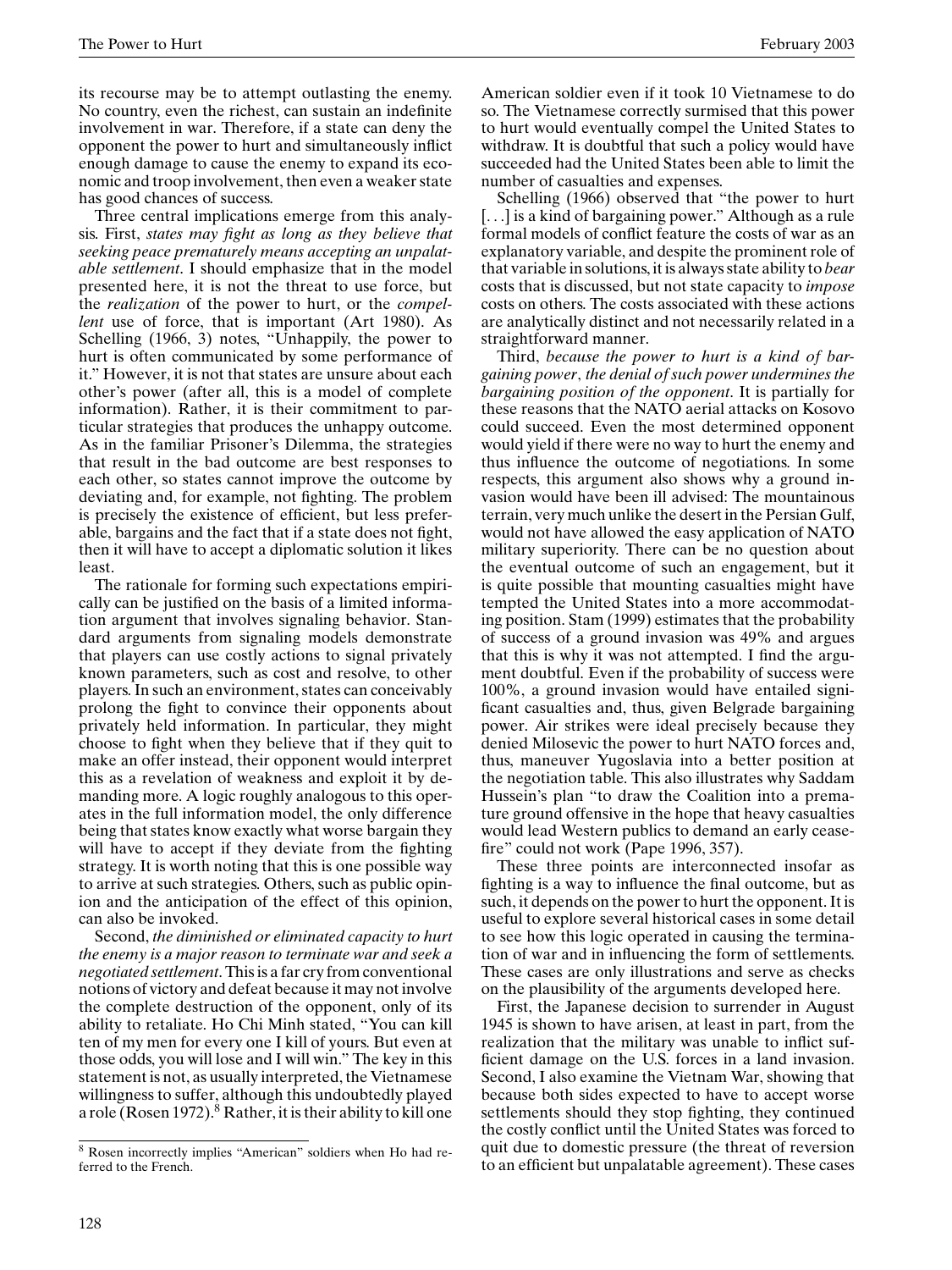its recourse may be to attempt outlasting the enemy. No country, even the richest, can sustain an indefinite involvement in war. Therefore, if a state can deny the opponent the power to hurt and simultaneously inflict enough damage to cause the enemy to expand its economic and troop involvement, then even a weaker state has good chances of success.

Three central implications emerge from this analysis. First, *states may fight as long as they believe that seeking peace prematurely means accepting an unpalatable settlement*. I should emphasize that in the model presented here, it is not the threat to use force, but the *realization* of the power to hurt, or the *compellent* use of force, that is important (Art 1980). As Schelling (1966, 3) notes, "Unhappily, the power to hurt is often communicated by some performance of it." However, it is not that states are unsure about each other's power (after all, this is a model of complete information). Rather, it is their commitment to particular strategies that produces the unhappy outcome. As in the familiar Prisoner's Dilemma, the strategies that result in the bad outcome are best responses to each other, so states cannot improve the outcome by deviating and, for example, not fighting. The problem is precisely the existence of efficient, but less preferable, bargains and the fact that if a state does not fight, then it will have to accept a diplomatic solution it likes least.

The rationale for forming such expectations empirically can be justified on the basis of a limited information argument that involves signaling behavior. Standard arguments from signaling models demonstrate that players can use costly actions to signal privately known parameters, such as cost and resolve, to other players. In such an environment, states can conceivably prolong the fight to convince their opponents about privately held information. In particular, they might choose to fight when they believe that if they quit to make an offer instead, their opponent would interpret this as a revelation of weakness and exploit it by demanding more. A logic roughly analogous to this operates in the full information model, the only difference being that states know exactly what worse bargain they will have to accept if they deviate from the fighting strategy. It is worth noting that this is one possible way to arrive at such strategies. Others, such as public opinion and the anticipation of the effect of this opinion, can also be invoked.

Second, *the diminished or eliminated capacity to hurt the enemy is a major reason to terminate war and seek a negotiated settlement*. This is a far cry from conventional notions of victory and defeat because it may not involve the complete destruction of the opponent, only of its ability to retaliate. Ho Chi Minh stated, "You can kill ten of my men for every one I kill of yours. But even at those odds, you will lose and I will win." The key in this statement is not, as usually interpreted, the Vietnamese willingness to suffer, although this undoubtedly played a role (Rosen 1972).[8] Rather, it is their ability to kill one American soldier even if it took 10 Vietnamese to do so. The Vietnamese correctly surmised that this power to hurt would eventually compel the United States to withdraw. It is doubtful that such a policy would have succeeded had the United States been able to limit the number of casualties and expenses.

Schelling (1966) observed that "the power to hurt [...] is a kind of bargaining power." Although as a rule formal models of conflict feature the costs of war as an explanatory variable, and despite the prominent role of that variable in solutions, it is always state ability to *bear* costs that is discussed, but not state capacity to *impose* costs on others. The costs associated with these actions are analytically distinct and not necessarily related in a straightforward manner.

Third, *because the power to hurt is a kind of bargaining power, the denial of such power undermines the bargaining position of the opponent*. It is partially for these reasons that the NATO aerial attacks on Kosovo could succeed. Even the most determined opponent would yield if there were no way to hurt the enemy and thus influence the outcome of negotiations. In some respects, this argument also shows why a ground invasion would have been ill advised: The mountainous terrain, very much unlike the desert in the Persian Gulf, would not have allowed the easy application of NATO military superiority. There can be no question about the eventual outcome of such an engagement, but it is quite possible that mounting casualties might have tempted the United States into a more accommodating position. Stam (1999) estimates that the probability of success of a ground invasion was 49% and argues that this is why it was not attempted. I find the argument doubtful. Even if the probability of success were 100%, a ground invasion would have entailed significant casualties and, thus, given Belgrade bargaining power. Air strikes were ideal precisely because they denied Milosevic the power to hurt NATO forces and, thus, maneuver Yugoslavia into a better position at the negotiation table. This also illustrates why Saddam Hussein's plan "to draw the Coalition into a premature ground offensive in the hope that heavy casualties would lead Western publics to demand an early ceasefire" could not work (Pape 1996, 357).

These three points are interconnected insofar as fighting is a way to influence the final outcome, but as such, it depends on the power to hurt the opponent. It is useful to explore several historical cases in some detail to see how this logic operated in causing the termination of war and in influencing the form of settlements. These cases are only illustrations and serve as checks on the plausibility of the arguments developed here.

First, the Japanese decision to surrender in August 1945 is shown to have arisen, at least in part, from the realization that the military was unable to inflict sufficient damage on the U.S. forces in a land invasion. Second, I also examine the Vietnam War, showing that because both sides expected to have to accept worse settlements should they stop fighting, they continued the costly conflict until the United States was forced to quit due to domestic pressure (the threat of reversion to an efficient but unpalatable agreement). These cases

[8] Rosen incorrectly implies "American" soldiers when Ho had referred to the French.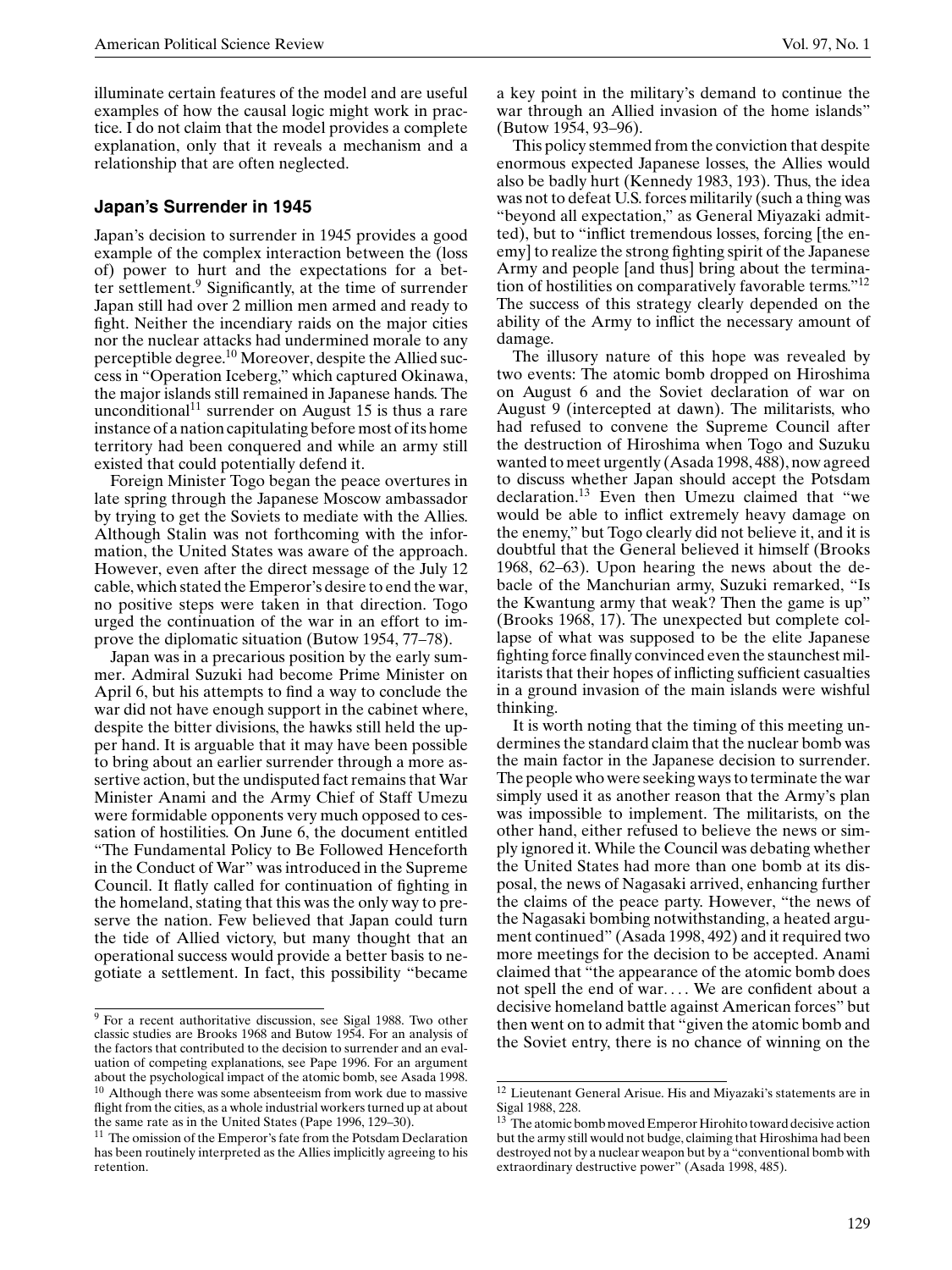illuminate certain features of the model and are useful examples of how the causal logic might work in practice. I do not claim that the model provides a complete explanation, only that it reveals a mechanism and a relationship that are often neglected.

## Japan's Surrender in 1945

Japan's decision to surrender in 1945 provides a good example of the complex interaction between the (loss of) power to hurt and the expectations for a better settlement.[9] Significantly, at the time of surrender Japan still had over 2 million men armed and ready to fight. Neither the incendiary raids on the major cities nor the nuclear attacks had undermined morale to any perceptible degree.[10] Moreover, despite the Allied success in "Operation Iceberg," which captured Okinawa, the major islands still remained in Japanese hands. The unconditional[11] surrender on August 15 is thus a rare instance of a nation capitulating before most of its home territory had been conquered and while an army still existed that could potentially defend it.

Foreign Minister Togo began the peace overtures in late spring through the Japanese Moscow ambassador by trying to get the Soviets to mediate with the Allies. Although Stalin was not forthcoming with the information, the United States was aware of the approach. However, even after the direct message of the July 12 cable, which stated the Emperor's desire to end the war, no positive steps were taken in that direction. Togo urged the continuation of the war in an effort to improve the diplomatic situation (Butow 1954, 77–78).

Japan was in a precarious position by the early summer. Admiral Suzuki had become Prime Minister on April 6, but his attempts to find a way to conclude the war did not have enough support in the cabinet where, despite the bitter divisions, the hawks still held the upper hand. It is arguable that it may have been possible to bring about an earlier surrender through a more assertive action, but the undisputed fact remains that War Minister Anami and the Army Chief of Staff Umezu were formidable opponents very much opposed to cessation of hostilities. On June 6, the document entitled "The Fundamental Policy to Be Followed Henceforth in the Conduct of War" was introduced in the Supreme Council. It flatly called for continuation of fighting in the homeland, stating that this was the only way to preserve the nation. Few believed that Japan could turn the tide of Allied victory, but many thought that an operational success would provide a better basis to negotiate a settlement. In fact, this possibility "became a key point in the military's demand to continue the war through an Allied invasion of the home islands" (Butow 1954, 93–96).

This policy stemmed from the conviction that despite enormous expected Japanese losses, the Allies would also be badly hurt (Kennedy 1983, 193). Thus, the idea was not to defeat U.S. forces militarily (such a thing was "beyond all expectation," as General Miyazaki admitted), but to "inflict tremendous losses, forcing [the enemy] to realize the strong fighting spirit of the Japanese Army and people [and thus] bring about the termination of hostilities on comparatively favorable terms."[12] The success of this strategy clearly depended on the ability of the Army to inflict the necessary amount of damage.

The illusory nature of this hope was revealed by two events: The atomic bomb dropped on Hiroshima on August 6 and the Soviet declaration of war on August 9 (intercepted at dawn). The militarists, who had refused to convene the Supreme Council after the destruction of Hiroshima when Togo and Suzuku wanted to meet urgently (Asada 1998, 488), now agreed to discuss whether Japan should accept the Potsdam declaration.[13] Even then Umezu claimed that "we would be able to inflict extremely heavy damage on the enemy," but Togo clearly did not believe it, and it is doubtful that the General believed it himself (Brooks 1968, 62–63). Upon hearing the news about the debacle of the Manchurian army, Suzuki remarked, "Is the Kwantung army that weak? Then the game is up" (Brooks 1968, 17). The unexpected but complete collapse of what was supposed to be the elite Japanese fighting force finally convinced even the staunchest militarists that their hopes of inflicting sufficient casualties in a ground invasion of the main islands were wishful thinking.

It is worth noting that the timing of this meeting undermines the standard claim that the nuclear bomb was the main factor in the Japanese decision to surrender. The people who were seeking ways to terminate the war simply used it as another reason that the Army's plan was impossible to implement. The militarists, on the other hand, either refused to believe the news or simply ignored it. While the Council was debating whether the United States had more than one bomb at its disposal, the news of Nagasaki arrived, enhancing further the claims of the peace party. However, "the news of the Nagasaki bombing notwithstanding, a heated argument continued" (Asada 1998, 492) and it required two more meetings for the decision to be accepted. Anami claimed that "the appearance of the atomic bomb does not spell the end of war.... We are confident about a decisive homeland battle against American forces" but then went on to admit that "given the atomic bomb and the Soviet entry, there is no chance of winning on the

---

[9] For a recent authoritative discussion, see Sigal 1988. Two other classic studies are Brooks 1968 and Butow 1954. For an analysis of the factors that contributed to the decision to surrender and an evaluation of competing explanations, see Pape 1996. For an argument about the psychological impact of the atomic bomb, see Asada 1998.

[10] Although there was some absenteeism from work due to massive flight from the cities, as a whole industrial workers turned up at about the same rate as in the United States (Pape 1996, 129–30).

[11] The omission of the Emperor's fate from the Potsdam Declaration has been routinely interpreted as the Allies implicitly agreeing to his retention.

[12] Lieutenant General Arisue. His and Miyazaki's statements are in Sigal 1988, 228.

[13] The atomic bomb moved Emperor Hirohito toward decisive action but the army still would not budge, claiming that Hiroshima had been destroyed not by a nuclear weapon but by a "conventional bomb with extraordinary destructive power" (Asada 1998, 485).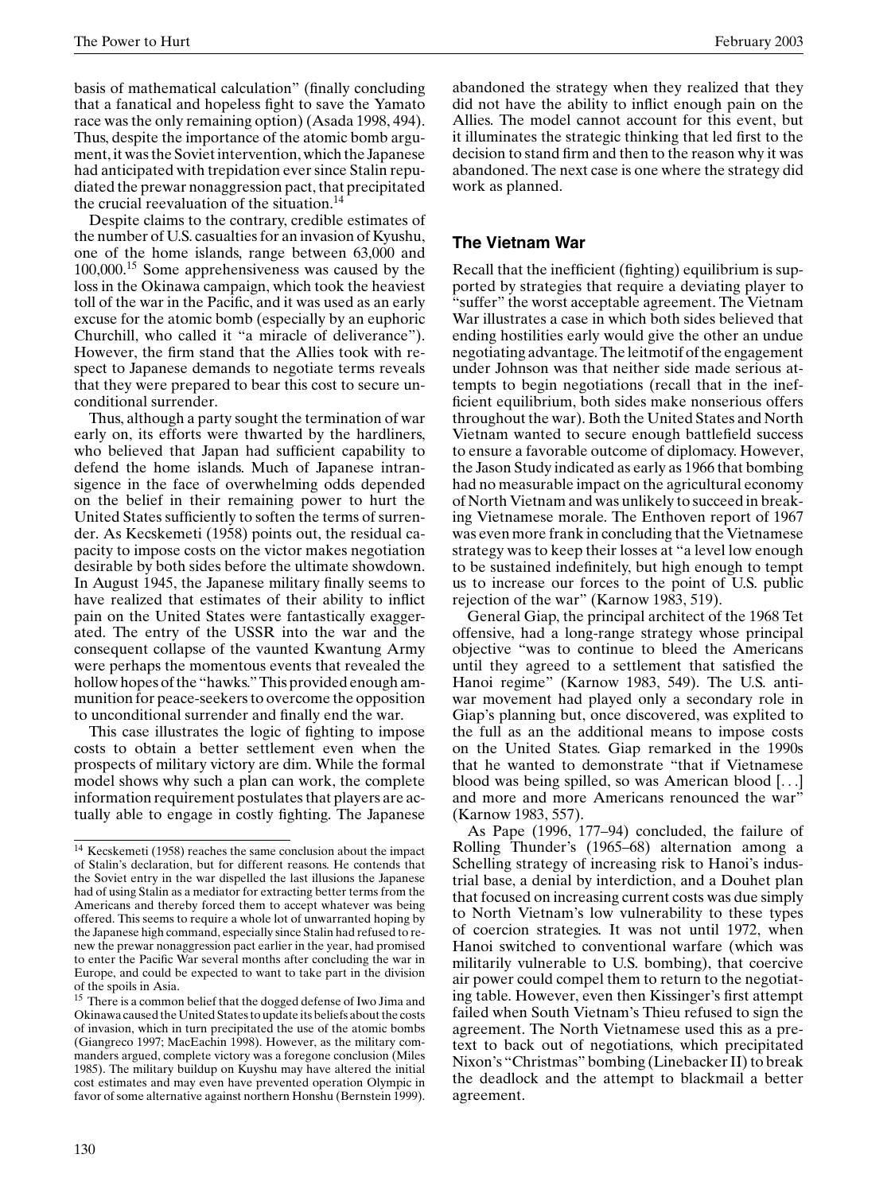basis of mathematical calculation" (finally concluding that a fanatical and hopeless fight to save the Yamato race was the only remaining option) (Asada 1998, 494). Thus, despite the importance of the atomic bomb argument, it was the Soviet intervention, which the Japanese had anticipated with trepidation ever since Stalin repudiated the prewar nonaggression pact, that precipitated the crucial reevaluation of the situation.[14]

Despite claims to the contrary, credible estimates of the number of U.S. casualties for an invasion of Kyushu, one of the home islands, range between 63,000 and 100,000.[15] Some apprehensiveness was caused by the loss in the Okinawa campaign, which took the heaviest toll of the war in the Pacific, and it was used as an early excuse for the atomic bomb (especially by an euphoric Churchill, who called it "a miracle of deliverance"). However, the firm stand that the Allies took with respect to Japanese demands to negotiate terms reveals that they were prepared to bear this cost to secure unconditional surrender.

Thus, although a party sought the termination of war early on, its efforts were thwarted by the hardliners, who believed that Japan had sufficient capability to defend the home islands. Much of Japanese intransigence in the face of overwhelming odds depended on the belief in their remaining power to hurt the United States sufficiently to soften the terms of surrender. As Kecskemeti (1958) points out, the residual capacity to impose costs on the victor makes negotiation desirable by both sides before the ultimate showdown. In August 1945, the Japanese military finally seems to have realized that estimates of their ability to inflict pain on the United States were fantastically exaggerated. The entry of the USSR into the war and the consequent collapse of the vaunted Kwantung Army were perhaps the momentous events that revealed the hollow hopes of the "hawks." This provided enough ammunition for peace-seekers to overcome the opposition to unconditional surrender and finally end the war.

This case illustrates the logic of fighting to impose costs to obtain a better settlement even when the prospects of military victory are dim. While the formal model shows why such a plan can work, the complete information requirement postulates that players are actually able to engage in costly fighting. The Japanese abandoned the strategy when they realized that they did not have the ability to inflict enough pain on the Allies. The model cannot account for this event, but it illuminates the strategic thinking that led first to the decision to stand firm and then to the reason why it was abandoned. The next case is one where the strategy did work as planned.

## The Vietnam War

Recall that the inefficient (fighting) equilibrium is supported by strategies that require a deviating player to "suffer" the worst acceptable agreement. The Vietnam War illustrates a case in which both sides believed that ending hostilities early would give the other an undue negotiating advantage. The leitmotif of the engagement under Johnson was that neither side made serious attempts to begin negotiations (recall that in the inefficient equilibrium, both sides make nonserious offers throughout the war). Both the United States and North Vietnam wanted to secure enough battlefield success to ensure a favorable outcome of diplomacy. However, the Jason Study indicated as early as 1966 that bombing had no measurable impact on the agricultural economy of North Vietnam and was unlikely to succeed in breaking Vietnamese morale. The Enthoven report of 1967 was even more frank in concluding that the Vietnamese strategy was to keep their losses at "a level low enough to be sustained indefinitely, but high enough to tempt us to increase our forces to the point of U.S. public rejection of the war" (Karnow 1983, 519).

General Giap, the principal architect of the 1968 Tet offensive, had a long-range strategy whose principal objective "was to continue to bleed the Americans until they agreed to a settlement that satisfied the Hanoi regime" (Karnow 1983, 549). The U.S. antiwar movement had played only a secondary role in Giap's planning but, once discovered, was explited to the full as an the additional means to impose costs on the United States. Giap remarked in the 1990s that he wanted to demonstrate "that if Vietnamese blood was being spilled, so was American blood [...] and more and more Americans renounced the war" (Karnow 1983, 557).

As Pape (1996, 177–94) concluded, the failure of Rolling Thunder's (1965–68) alternation among a Schelling strategy of increasing risk to Hanoi's industrial base, a denial by interdiction, and a Douhet plan that focused on increasing current costs was due simply to North Vietnam's low vulnerability to these types of coercion strategies. It was not until 1972, when Hanoi switched to conventional warfare (which was militarily vulnerable to U.S. bombing), that coercive air power could compel them to return to the negotiating table. However, even then Kissinger's first attempt failed when South Vietnam's Thieu refused to sign the agreement. The North Vietnamese used this as a pretext to back out of negotiations, which precipitated Nixon's "Christmas" bombing (Linebacker II) to break the deadlock and the attempt to blackmail a better agreement.

---

[14] Kecskemeti (1958) reaches the same conclusion about the impact of Stalin's declaration, but for different reasons. He contends that the Soviet entry in the war dispelled the last illusions the Japanese had of using Stalin as a mediator for extracting better terms from the Americans and thereby forced them to accept whatever was being offered. This seems to require a whole lot of unwarranted hoping by the Japanese high command, especially since Stalin had refused to renew the prewar nonaggression pact earlier in the year, had promised to enter the Pacific War several months after concluding the war in Europe, and could be expected to want to take part in the division of the spoils in Asia.

[15] There is a common belief that the dogged defense of Iwo Jima and Okinawa caused the United States to update its beliefs about the costs of invasion, which in turn precipitated the use of the atomic bombs (Giangreco 1997; MacEachin 1998). However, as the military commanders argued, complete victory was a foregone conclusion (Miles 1985). The military buildup on Kuyshu may have altered the initial cost estimates and may even have prevented operation Olympic in favor of some alternative against northern Honshu (Bernstein 1999).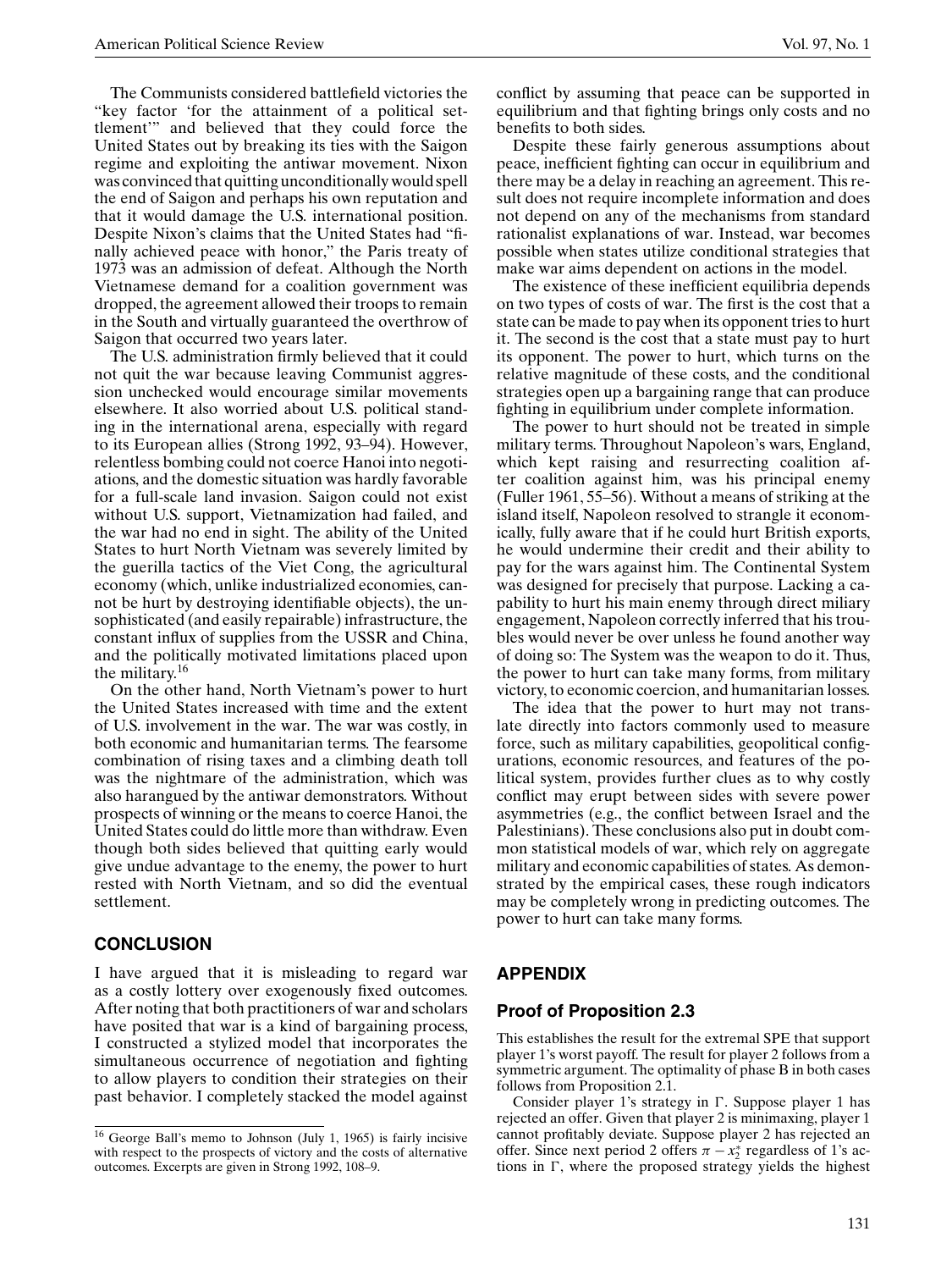The Communists considered battlefield victories the "key factor 'for the attainment of a political settlement'" and believed that they could force the United States out by breaking its ties with the Saigon regime and exploiting the antiwar movement. Nixon was convinced that quitting unconditionally would spell the end of Saigon and perhaps his own reputation and that it would damage the U.S. international position. Despite Nixon's claims that the United States had "finally achieved peace with honor," the Paris treaty of 1973 was an admission of defeat. Although the North Vietnamese demand for a coalition government was dropped, the agreement allowed their troops to remain in the South and virtually guaranteed the overthrow of Saigon that occurred two years later.

The U.S. administration firmly believed that it could not quit the war because leaving Communist aggression unchecked would encourage similar movements elsewhere. It also worried about U.S. political standing in the international arena, especially with regard to its European allies (Strong 1992, 93–94). However, relentless bombing could not coerce Hanoi into negotiations, and the domestic situation was hardly favorable for a full-scale land invasion. Saigon could not exist without U.S. support, Vietnamization had failed, and the war had no end in sight. The ability of the United States to hurt North Vietnam was severely limited by the guerilla tactics of the Viet Cong, the agricultural economy (which, unlike industrialized economies, cannot be hurt by destroying identifiable objects), the unsophisticated (and easily repairable) infrastructure, the constant influx of supplies from the USSR and China, and the politically motivated limitations placed upon the military.[16]

On the other hand, North Vietnam's power to hurt the United States increased with time and the extent of U.S. involvement in the war. The war was costly, in both economic and humanitarian terms. The fearsome combination of rising taxes and a climbing death toll was the nightmare of the administration, which was also harangued by the antiwar demonstrators. Without prospects of winning or the means to coerce Hanoi, the United States could do little more than withdraw. Even though both sides believed that quitting early would give undue advantage to the enemy, the power to hurt rested with North Vietnam, and so did the eventual settlement.

## CONCLUSION

I have argued that it is misleading to regard war as a costly lottery over exogenously fixed outcomes. After noting that both practitioners of war and scholars have posited that war is a kind of bargaining process, I constructed a stylized model that incorporates the simultaneous occurrence of negotiation and fighting to allow players to condition their strategies on their past behavior. I completely stacked the model against conflict by assuming that peace can be supported in equilibrium and that fighting brings only costs and no benefits to both sides.

Despite these fairly generous assumptions about peace, inefficient fighting can occur in equilibrium and there may be a delay in reaching an agreement. This result does not require incomplete information and does not depend on any of the mechanisms from standard rationalist explanations of war. Instead, war becomes possible when states utilize conditional strategies that make war aims dependent on actions in the model.

The existence of these inefficient equilibria depends on two types of costs of war. The first is the cost that a state can be made to pay when its opponent tries to hurt it. The second is the cost that a state must pay to hurt its opponent. The power to hurt, which turns on the relative magnitude of these costs, and the conditional strategies open up a bargaining range that can produce fighting in equilibrium under complete information.

The power to hurt should not be treated in simple military terms. Throughout Napoleon's wars, England, which kept raising and resurrecting coalition after coalition against him, was his principal enemy (Fuller 1961, 55–56). Without a means of striking at the island itself, Napoleon resolved to strangle it economically, fully aware that if he could hurt British exports, he would undermine their credit and their ability to pay for the wars against him. The Continental System was designed for precisely that purpose. Lacking a capability to hurt his main enemy through direct miliary engagement, Napoleon correctly inferred that his troubles would never be over unless he found another way of doing so: The System was the weapon to do it. Thus, the power to hurt can take many forms, from military victory, to economic coercion, and humanitarian losses.

The idea that the power to hurt may not translate directly into factors commonly used to measure force, such as military capabilities, geopolitical configurations, economic resources, and features of the political system, provides further clues as to why costly conflict may erupt between sides with severe power asymmetries (e.g., the conflict between Israel and the Palestinians). These conclusions also put in doubt common statistical models of war, which rely on aggregate military and economic capabilities of states. As demonstrated by the empirical cases, these rough indicators may be completely wrong in predicting outcomes. The power to hurt can take many forms.

## APPENDIX

### Proof of Proposition 2.3

This establishes the result for the extremal SPE that support player 1's worst payoff. The result for player 2 follows from a symmetric argument. The optimality of phase B in both cases follows from Proposition 2.1.

Consider player 1's strategy in $\Gamma$. Suppose player 1 has rejected an offer. Given that player 2 is minimaxing, player 1 cannot profitably deviate. Suppose player 2 has rejected an offer. Since next period 2 offers $\pi - x_2^*$ regardless of 1's actions in $\Gamma$, where the proposed strategy yields the highest

[16] George Ball's memo to Johnson (July 1, 1965) is fairly incisive with respect to the prospects of victory and the costs of alternative outcomes. Excerpts are given in Strong 1992, 108–9.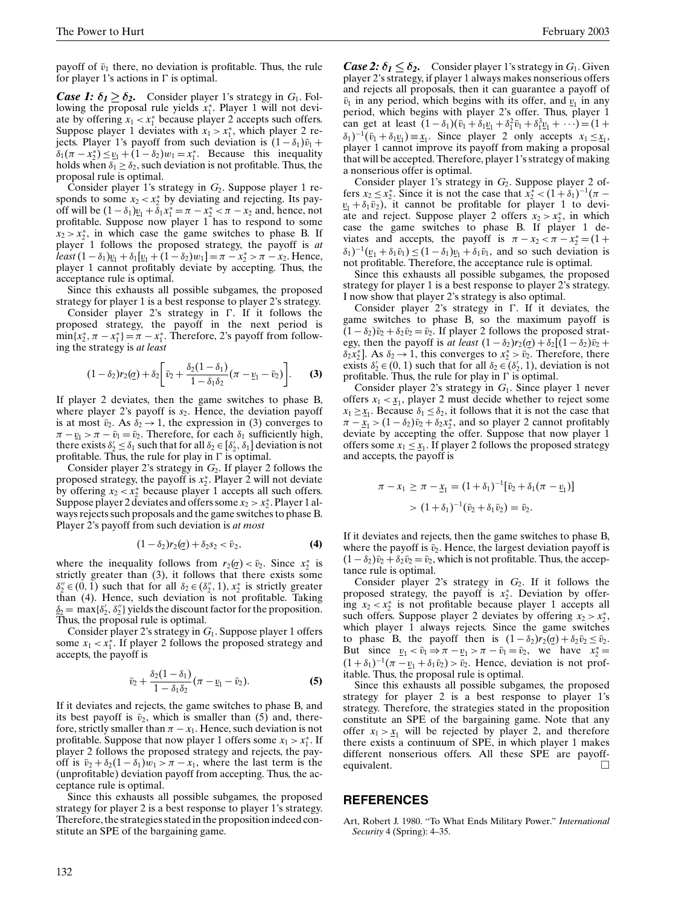payoff of $\bar{v}_1$ there, no deviation is profitable. Thus, the rule for player 1's actions in $\Gamma$ is optimal.

***Case 1: $\delta_1 \geq \delta_2$.*** Consider player 1's strategy in $G_1$. Following the proposal rule yields $x_1^*$. Player 1 will not deviate by offering $x_1 < x_1^*$ because player 2 accepts such offers. Suppose player 1 deviates with $x_1 > x_1^*$, which player 2 rejects. Player 1's payoff from such deviation is $(1-\delta_1)\bar{v}_1 + \delta_1(\pi - x_2^*) \leq \underline{v}_1 + (1-\delta_2)w_1 = x_1^*$. Because this inequality holds when $\delta_1 \geq \delta_2$, such deviation is not profitable. Thus, the proposal rule is optimal.

Consider player 1's strategy in $G_2$. Suppose player 1 responds to some $x_2 < x_2^*$ by deviating and rejecting. Its payoff will be $(1-\delta_1)\underline{v}_1 + \delta_1 x_1^* = \pi - x_2^* < \pi - x_2$ and, hence, not profitable. Suppose now player 1 has to respond to some $x_2 > x_2^*$, in which case the game switches to phase B. If player 1 follows the proposed strategy, the payoff is *at least* $(1-\delta_1)\underline{v}_1 + \delta_1[\underline{v}_1 + (1-\delta_2)w_1] = \pi - x_2^* > \pi - x_2$. Hence, player 1 cannot profitably deviate by accepting. Thus, the acceptance rule is optimal.

Since this exhausts all possible subgames, the proposed strategy for player 1 is a best response to player 2's strategy.

Consider player 2's strategy in $\Gamma$. If it follows the proposed strategy, the payoff in the next period is $\min\{x_2^*, \pi - x_1^*\} = \pi - x_1^*$. Therefore, 2's payoff from following the strategy is *at least*

$$(1-\delta_2)r_2(\underline{\sigma}) + \delta_2\left[\bar{v}_2 + \frac{\delta_2(1-\delta_1)}{1-\delta_1\delta_2}(\pi - \underline{v}_1 - \bar{v}_2)\right]. \qquad \textbf{(3)}$$

If player 2 deviates, then the game switches to phase B, where player 2's payoff is $s_2$. Hence, the deviation payoff is at most $\bar{v}_2$. As $\delta_2 \to 1$, the expression in (3) converges to $\pi - \underline{v}_1 > \pi - \bar{v}_1 = \bar{v}_2$. Therefore, for each $\delta_1$ sufficiently high, there exists $\delta_2' \leq \delta_1$ such that for all $\delta_2 \in [\delta_2', \delta_1]$ deviation is not profitable. Thus, the rule for play in $\Gamma$ is optimal.

Consider player 2's strategy in $G_2$. If player 2 follows the proposed strategy, the payoff is $x_2^*$. Player 2 will not deviate by offering $x_2 < x_2^*$ because player 1 accepts all such offers. Suppose player 2 deviates and offers some $x_2 > x_2^*$. Player 1 always rejects such proposals and the game switches to phase B. Player 2's payoff from such deviation is *at most*

$$(1-\delta_2)r_2(\underline{\sigma}) + \delta_2 s_2 < \bar{v}_2, \qquad \textbf{(4)}$$

where the inequality follows from $r_2(\underline{\sigma}) < \bar{v}_2$. Since $x_2^*$ is strictly greater than (3), it follows that there exists some $\delta_2'' \in (0,1)$ such that for all $\delta_2 \in (\delta_2'', 1)$, $x_2^*$ is strictly greater than (4). Hence, such deviation is not profitable. Taking $\underline{\delta}_2 = \max\{\delta_2', \delta_2''\}$ yields the discount factor for the proposition. Thus, the proposal rule is optimal.

Consider player 2's strategy in $G_1$. Suppose player 1 offers some $x_1 < x_1^*$. If player 2 follows the proposed strategy and accepts, the payoff is

$$\bar{v}_2 + \frac{\delta_2(1-\delta_1)}{1-\delta_1\delta_2}(\pi - \underline{v}_1 - \bar{v}_2). \qquad \textbf{(5)}$$

If it deviates and rejects, the game switches to phase B, and its best payoff is $\bar{v}_2$, which is smaller than (5) and, therefore, strictly smaller than $\pi - x_1$. Hence, such deviation is not profitable. Suppose that now player 1 offers some $x_1 > x_1^*$. If player 2 follows the proposed strategy and rejects, the payoff is $\bar{v}_2 + \delta_2(1-\delta_1)w_1 > \pi - x_1$, where the last term is the (unprofitable) deviation payoff from accepting. Thus, the acceptance rule is optimal.

Since this exhausts all possible subgames, the proposed strategy for player 2 is a best response to player 1's strategy. Therefore, the strategies stated in the proposition indeed constitute an SPE of the bargaining game.

***Case 2: $\delta_1 \leq \delta_2$.*** Consider player 1's strategy in $G_1$. Given player 2's strategy, if player 1 always makes nonserious offers and rejects all proposals, then it can guarantee a payoff of $\bar{v}_1$ in any period, which begins with its offer, and $\underline{v}_1$ in any period, which begins with player 2's offer. Thus, player 1 can get at least $(1-\delta_1)(\bar{v}_1 + \delta_1\underline{v}_1 + \delta_1^2\bar{v}_1 + \delta_1^3\underline{v}_1 + \cdots) = (1+\delta_1)^{-1}(\bar{v}_1 + \delta_1\underline{v}_1) \equiv \underline{x}_1$. Since player 2 only accepts $x_1 \leq \underline{x}_1$, player 1 cannot improve its payoff from making a proposal that will be accepted. Therefore, player 1's strategy of making a nonserious offer is optimal.

Consider player 1's strategy in $G_2$. Suppose player 2 offers $x_2 \leq x_2^*$. Since it is not the case that $x_2^* < (1+\delta_1)^{-1}(\pi - \underline{v}_1 + \delta_1\bar{v}_2)$, it cannot be profitable for player 1 to deviate and reject. Suppose player 2 offers $x_2 > x_2^*$, in which case the game switches to phase B. If player 1 deviates and accepts, the payoff is $\pi - x_2 < \pi - x_2^* = (1+\delta_1)^{-1}(\underline{v}_1 + \delta_1\bar{v}_1) \leq (1-\delta_1)\underline{v}_1 + \delta_1\bar{v}_1$, and so such deviation is not profitable. Therefore, the acceptance rule is optimal.

Since this exhausts all possible subgames, the proposed strategy for player 1 is a best response to player 2's strategy. I now show that player 2's strategy is also optimal.

Consider player 2's strategy in $\Gamma$. If it deviates, the game switches to phase B, so the maximum payoff is $(1-\delta_2)\bar{v}_2 + \delta_2\bar{v}_2 = \bar{v}_2$. If player 2 follows the proposed strategy, then the payoff is *at least* $(1-\delta_2)r_2(\underline{\sigma}) + \delta_2[(1-\delta_2)\bar{v}_2 + \delta_2 x_2^*]$. As $\delta_2 \to 1$, this converges to $x_2^* > \bar{v}_2$. Therefore, there exists $\delta_2' \in (0,1)$ such that for all $\delta_2 \in (\delta_2', 1)$, deviation is not profitable. Thus, the rule for play in $\Gamma$ is optimal.

Consider player 2's strategy in $G_1$. Since player 1 never offers $x_1 < \underline{x}_1$, player 2 must decide whether to reject some $x_1 \geq \underline{x}_1$. Because $\delta_1 \leq \delta_2$, it follows that it is not the case that $\pi - \underline{x}_1 > (1-\delta_2)\bar{v}_2 + \delta_2 x_2^*$, and so player 2 cannot profitably deviate by accepting the offer. Suppose that now player 1 offers some $x_1 \leq \underline{x}_1$. If player 2 follows the proposed strategy and accepts, the payoff is

$$\begin{aligned}\pi - x_1 &\geq \pi - \underline{x}_1 = (1+\delta_1)^{-1}[\bar{v}_2 + \delta_1(\pi - \underline{v}_1)] \\ &> (1+\delta_1)^{-1}(\bar{v}_2 + \delta_1\bar{v}_2) = \bar{v}_2.\end{aligned}$$

If it deviates and rejects, then the game switches to phase B, where the payoff is $\bar{v}_2$. Hence, the largest deviation payoff is $(1-\delta_2)\bar{v}_2 + \delta_2\bar{v}_2 = \bar{v}_2$, which is not profitable. Thus, the acceptance rule is optimal.

Consider player 2's strategy in $G_2$. If it follows the proposed strategy, the payoff is $x_2^*$. Deviation by offering $x_2 < x_2^*$ is not profitable because player 1 accepts all such offers. Suppose player 2 deviates by offering $x_2 > x_2^*$, which player 1 always rejects. Since the game switches to phase B, the payoff then is $(1-\delta_2)r_2(\underline{\sigma}) + \delta_2\bar{v}_2 \leq \bar{v}_2$. But since $\underline{v}_1 < \bar{v}_1 \Rightarrow \pi - \underline{v}_1 > \pi - \bar{v}_1 = \bar{v}_2$, we have $x_2^* = (1+\delta_1)^{-1}(\pi - \underline{v}_1 + \delta_1\bar{v}_2) > \bar{v}_2$. Hence, deviation is not profitable. Thus, the proposal rule is optimal.

Since this exhausts all possible subgames, the proposed strategy for player 2 is a best response to player 1's strategy. Therefore, the strategies stated in the proposition constitute an SPE of the bargaining game. Note that any offer $x_1 > \underline{x}_1$ will be rejected by player 2, and therefore there exists a continuum of SPE, in which player 1 makes different nonserious offers. All these SPE are payoff-equivalent. □

## REFERENCES

Art, Robert J. 1980. "To What Ends Military Power." *International Security* 4 (Spring): 4–35.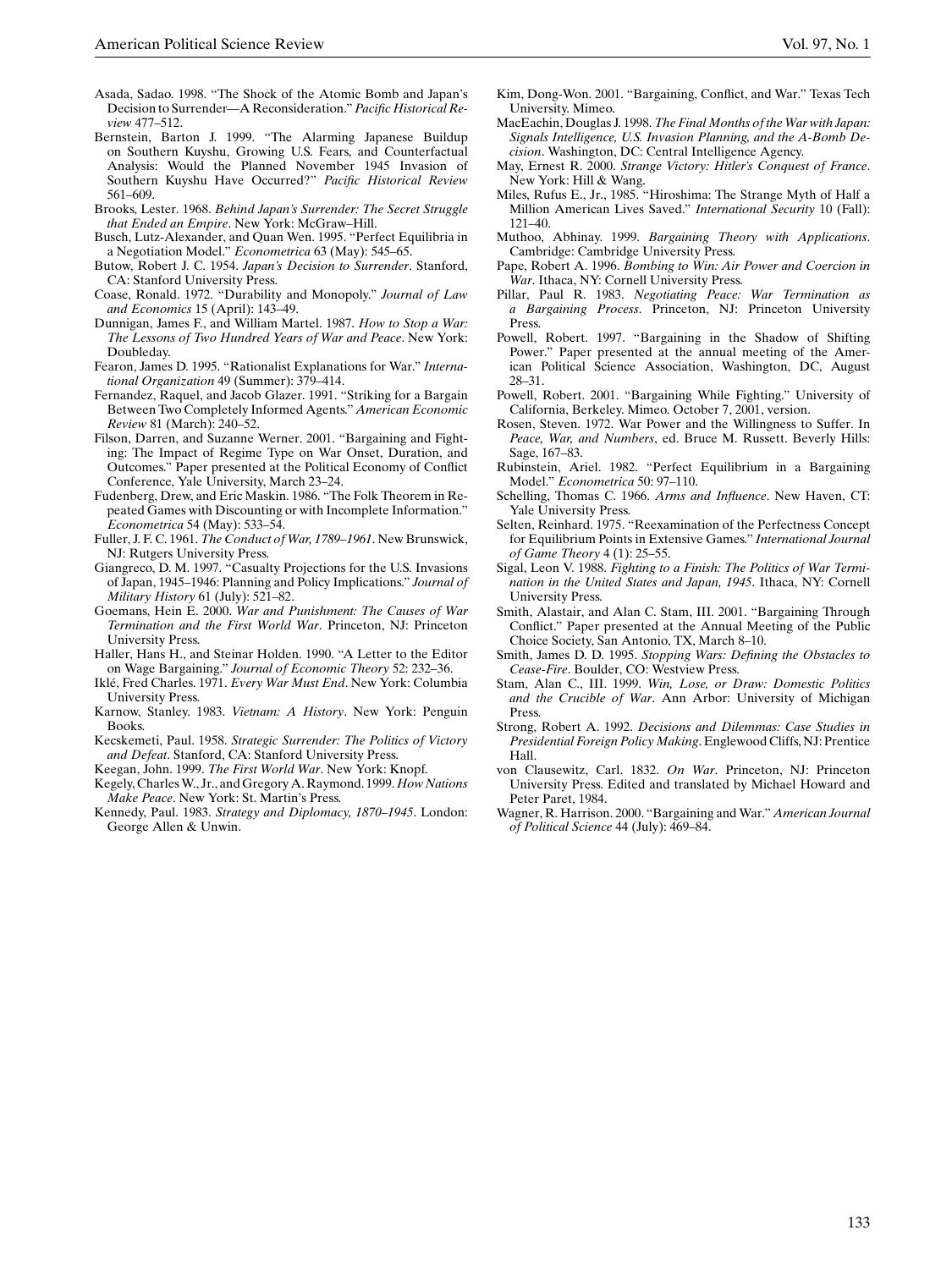Asada, Sadao. 1998. "The Shock of the Atomic Bomb and Japan's Decision to Surrender—A Reconsideration." *Pacific Historical Review* 477–512.

Bernstein, Barton J. 1999. "The Alarming Japanese Buildup on Southern Kuyshu, Growing U.S. Fears, and Counterfactual Analysis: Would the Planned November 1945 Invasion of Southern Kuyshu Have Occurred?" *Pacific Historical Review* 561–609.

Brooks, Lester. 1968. *Behind Japan's Surrender: The Secret Struggle that Ended an Empire*. New York: McGraw–Hill.

Busch, Lutz-Alexander, and Quan Wen. 1995. "Perfect Equilibria in a Negotiation Model." *Econometrica* 63 (May): 545–65.

Butow, Robert J. C. 1954. *Japan's Decision to Surrender*. Stanford, CA: Stanford University Press.

Coase, Ronald. 1972. "Durability and Monopoly." *Journal of Law and Economics* 15 (April): 143–49.

Dunnigan, James F., and William Martel. 1987. *How to Stop a War: The Lessons of Two Hundred Years of War and Peace*. New York: Doubleday.

Fearon, James D. 1995. "Rationalist Explanations for War." *International Organization* 49 (Summer): 379–414.

Fernandez, Raquel, and Jacob Glazer. 1991. "Striking for a Bargain Between Two Completely Informed Agents." *American Economic Review* 81 (March): 240–52.

Filson, Darren, and Suzanne Werner. 2001. "Bargaining and Fighting: The Impact of Regime Type on War Onset, Duration, and Outcomes." Paper presented at the Political Economy of Conflict Conference, Yale University, March 23–24.

Fudenberg, Drew, and Eric Maskin. 1986. "The Folk Theorem in Repeated Games with Discounting or with Incomplete Information." *Econometrica* 54 (May): 533–54.

Fuller, J. F. C. 1961. *The Conduct of War, 1789–1961*. New Brunswick, NJ: Rutgers University Press.

Giangreco, D. M. 1997. "Casualty Projections for the U.S. Invasions of Japan, 1945–1946: Planning and Policy Implications." *Journal of Military History* 61 (July): 521–82.

Goemans, Hein E. 2000. *War and Punishment: The Causes of War Termination and the First World War*. Princeton, NJ: Princeton University Press.

Haller, Hans H., and Steinar Holden. 1990. "A Letter to the Editor on Wage Bargaining." *Journal of Economic Theory* 52: 232–36.

Iklé, Fred Charles. 1971. *Every War Must End*. New York: Columbia University Press.

Karnow, Stanley. 1983. *Vietnam: A History*. New York: Penguin Books.

Kecskemeti, Paul. 1958. *Strategic Surrender: The Politics of Victory and Defeat*. Stanford, CA: Stanford University Press.

Keegan, John. 1999. *The First World War*. New York: Knopf.

Kegely, Charles W., Jr., and Gregory A. Raymond. 1999. *How Nations Make Peace*. New York: St. Martin's Press.

Kennedy, Paul. 1983. *Strategy and Diplomacy, 1870–1945*. London: George Allen & Unwin.

Kim, Dong-Won. 2001. "Bargaining, Conflict, and War." Texas Tech University. Mimeo.

MacEachin, Douglas J. 1998. *The Final Months of the War with Japan: Signals Intelligence, U.S. Invasion Planning, and the A-Bomb Decision*. Washington, DC: Central Intelligence Agency.

May, Ernest R. 2000. *Strange Victory: Hitler's Conquest of France*. New York: Hill & Wang.

Miles, Rufus E., Jr., 1985. "Hiroshima: The Strange Myth of Half a Million American Lives Saved." *International Security* 10 (Fall): 121–40.

Muthoo, Abhinay. 1999. *Bargaining Theory with Applications*. Cambridge: Cambridge University Press.

Pape, Robert A. 1996. *Bombing to Win: Air Power and Coercion in War*. Ithaca, NY: Cornell University Press.

Pillar, Paul R. 1983. *Negotiating Peace: War Termination as a Bargaining Process*. Princeton, NJ: Princeton University Press.

Powell, Robert. 1997. "Bargaining in the Shadow of Shifting Power." Paper presented at the annual meeting of the American Political Science Association, Washington, DC, August 28–31.

Powell, Robert. 2001. "Bargaining While Fighting." University of California, Berkeley. Mimeo. October 7, 2001, version.

Rosen, Steven. 1972. War Power and the Willingness to Suffer. In *Peace, War, and Numbers*, ed. Bruce M. Russett. Beverly Hills: Sage, 167–83.

Rubinstein, Ariel. 1982. "Perfect Equilibrium in a Bargaining Model." *Econometrica* 50: 97–110.

Schelling, Thomas C. 1966. *Arms and Influence*. New Haven, CT: Yale University Press.

Selten, Reinhard. 1975. "Reexamination of the Perfectness Concept for Equilibrium Points in Extensive Games." *International Journal of Game Theory* 4 (1): 25–55.

Sigal, Leon V. 1988. *Fighting to a Finish: The Politics of War Termination in the United States and Japan, 1945*. Ithaca, NY: Cornell University Press.

Smith, Alastair, and Alan C. Stam, III. 2001. "Bargaining Through Conflict." Paper presented at the Annual Meeting of the Public Choice Society, San Antonio, TX, March 8–10.

Smith, James D. D. 1995. *Stopping Wars: Defining the Obstacles to Cease-Fire*. Boulder, CO: Westview Press.

Stam, Alan C., III. 1999. *Win, Lose, or Draw: Domestic Politics and the Crucible of War*. Ann Arbor: University of Michigan Press.

Strong, Robert A. 1992. *Decisions and Dilemmas: Case Studies in Presidential Foreign Policy Making*. Englewood Cliffs, NJ: Prentice Hall.

von Clausewitz, Carl. 1832. *On War*. Princeton, NJ: Princeton University Press. Edited and translated by Michael Howard and Peter Paret, 1984.

Wagner, R. Harrison. 2000. "Bargaining and War." *American Journal of Political Science* 44 (July): 469–84.